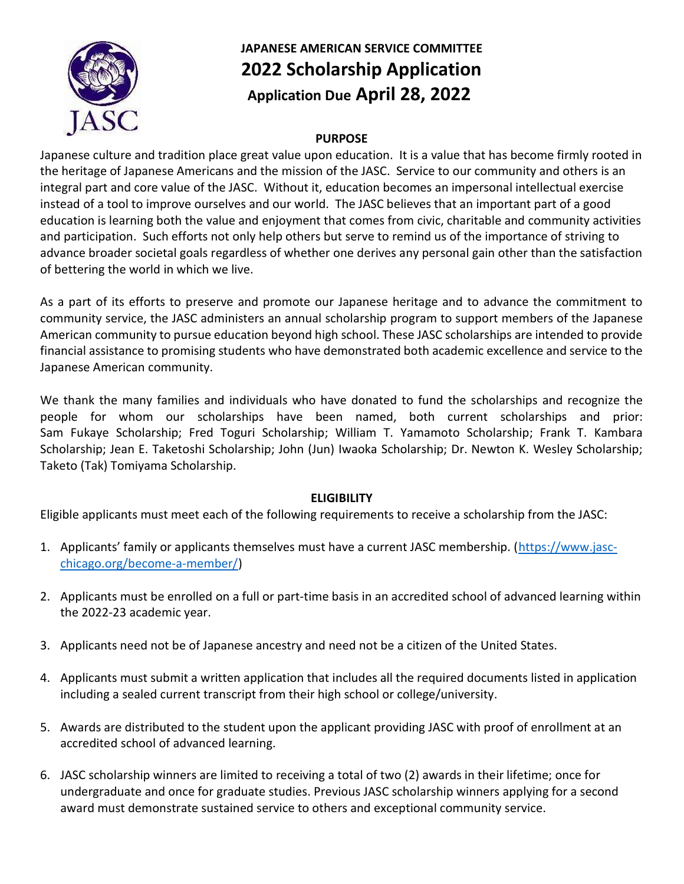# JAPANESE AMERICAN SERVICE COMMITTEE

# 2022 Scholarship Application

## Application Due April 28, 2022

### PURPOSE

Japanese culture and tradition place great value upon education. It is a value that has become firmly rooted in the heritage of Japanese Americans and the mission of the JASC. Service to our community and others is an integral part and core value of the JASC. Without it, education becomes an impersonal intellectual exercise instead of a tool to improve ourselves and our world. The JASC believes that an important part of a good education is learning both the value and enjoyment that comes from civic, charitable and community activities and participation. Such efforts not only help others but serve to remind us of the importance of striving to advance broader societal goals regardless of whether one derives any personal gain other than the satisfaction of bettering the world in which we live.

As a part of its efforts to preserve and promote our Japanese heritage and to advance the commitment to community service, the JASC administers an annual scholarship program to support members of the Japanese American community to pursue education beyond high school. These JASC scholarships are intended to provide financial assistance to promising students who have demonstrated both academic excellence and service to the Japanese American community.

We thank the many families and individuals who have donated to fund the scholarships and recognize the people for whom our scholarships have been named, both current scholarships and prior: Sam Fukaye Scholarship; Fred Toguri Scholarship; William T. Yamamoto Scholarship; Frank T. Kambara Scholarship; Jean E. Taketoshi Scholarship; John (Jun) Iwaoka Scholarship; Dr. Newton K. Wesley Scholarship; Taketo (Tak) Tomiyama Scholarship.

### ELIGIBILITY

Eligible applicants must meet each of the following requirements to receive a scholarship from the JASC:

1. Applicants' family or applicants themselves must have a current JASC membership. (https://www.jasc-chicago.org/become-a-member/)

2. Applicants must be enrolled on a full or part-time basis in an accredited school of advanced learning within the 2022-23 academic year.

3. Applicants need not be of Japanese ancestry and need not be a citizen of the United States.

4. Applicants must submit a written application that includes all the required documents listed in application including a sealed current transcript from their high school or college/university.

5. Awards are distributed to the student upon the applicant providing JASC with proof of enrollment at an accredited school of advanced learning.

6. JASC scholarship winners are limited to receiving a total of two (2) awards in their lifetime; once for undergraduate and once for graduate studies. Previous JASC scholarship winners applying for a second award must demonstrate sustained service to others and exceptional community service.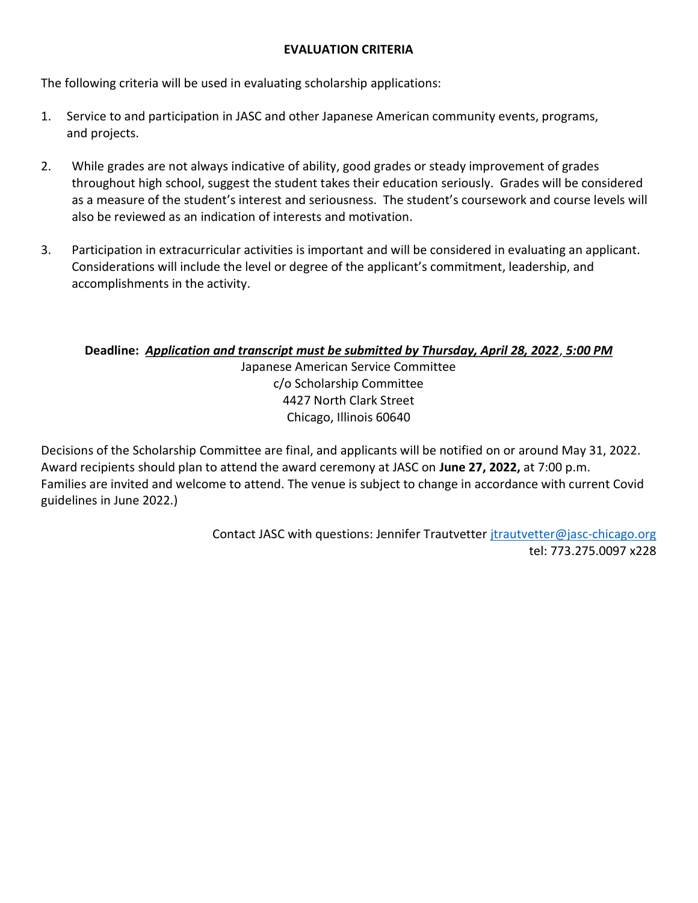## EVALUATION CRITERIA

The following criteria will be used in evaluating scholarship applications:

1. Service to and participation in JASC and other Japanese American community events, programs, and projects.

2. While grades are not always indicative of ability, good grades or steady improvement of grades throughout high school, suggest the student takes their education seriously. Grades will be considered as a measure of the student's interest and seriousness. The student's coursework and course levels will also be reviewed as an indication of interests and motivation.

3. Participation in extracurricular activities is important and will be considered in evaluating an applicant. Considerations will include the level or degree of the applicant's commitment, leadership, and accomplishments in the activity.

**Deadline:** ***Application and transcript must be submitted by Thursday, April 28, 2022, 5:00 PM***

Japanese American Service Committee
c/o Scholarship Committee
4427 North Clark Street
Chicago, Illinois 60640

Decisions of the Scholarship Committee are final, and applicants will be notified on or around May 31, 2022. Award recipients should plan to attend the award ceremony at JASC on **June 27, 2022,** at 7:00 p.m. Families are invited and welcome to attend. The venue is subject to change in accordance with current Covid guidelines in June 2022.)

Contact JASC with questions: Jennifer Trautvetter jtrautvetter@jasc-chicago.org
tel: 773.275.0097 x228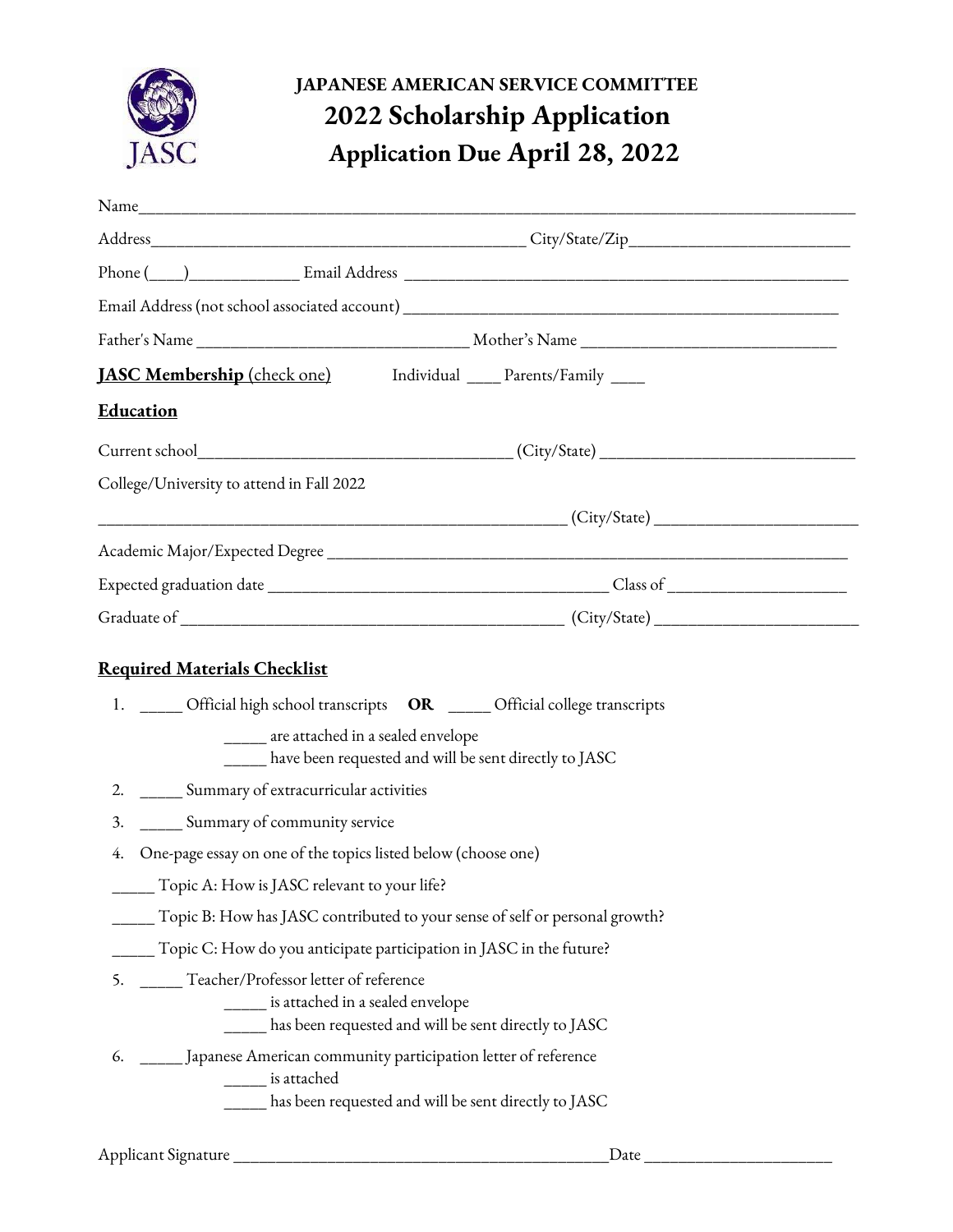**JAPANESE AMERICAN SERVICE COMMITTEE**

# 2022 Scholarship Application

## Application Due April 28, 2022

Name________________________________________________________________________________

Address__________________________________________ City/State/Zip________________________

Phone (____)____________ Email Address __________________________________________________

Email Address (not school associated account) ______________________________________________

Father's Name ______________________________ Mother's Name ____________________________

**JASC Membership** (check one) Individual ____ Parents/Family ____

**Education**

Current school__________________________________ (City/State) ____________________________

College/University to attend in Fall 2022

____________________________________________________ (City/State) _______________________

Academic Major/Expected Degree ___________________________________________________________

Expected graduation date ______________________________________ Class of ____________________

Graduate of ____________________________________________ (City/State) _______________________

**Required Materials Checklist**

1. _____ Official high school transcripts **OR** _____ Official college transcripts
   - _____ are attached in a sealed envelope
   - _____ have been requested and will be sent directly to JASC
2. _____ Summary of extracurricular activities
3. _____ Summary of community service
4. One-page essay on one of the topics listed below (choose one)

_____ Topic A: How is JASC relevant to your life?

_____ Topic B: How has JASC contributed to your sense of self or personal growth?

_____ Topic C: How do you anticipate participation in JASC in the future?

5. _____ Teacher/Professor letter of reference
   - _____ is attached in a sealed envelope
   - _____ has been requested and will be sent directly to JASC
6. _____ Japanese American community participation letter of reference
   - _____ is attached
   - _____ has been requested and will be sent directly to JASC

Applicant Signature ____________________________________________Date _____________________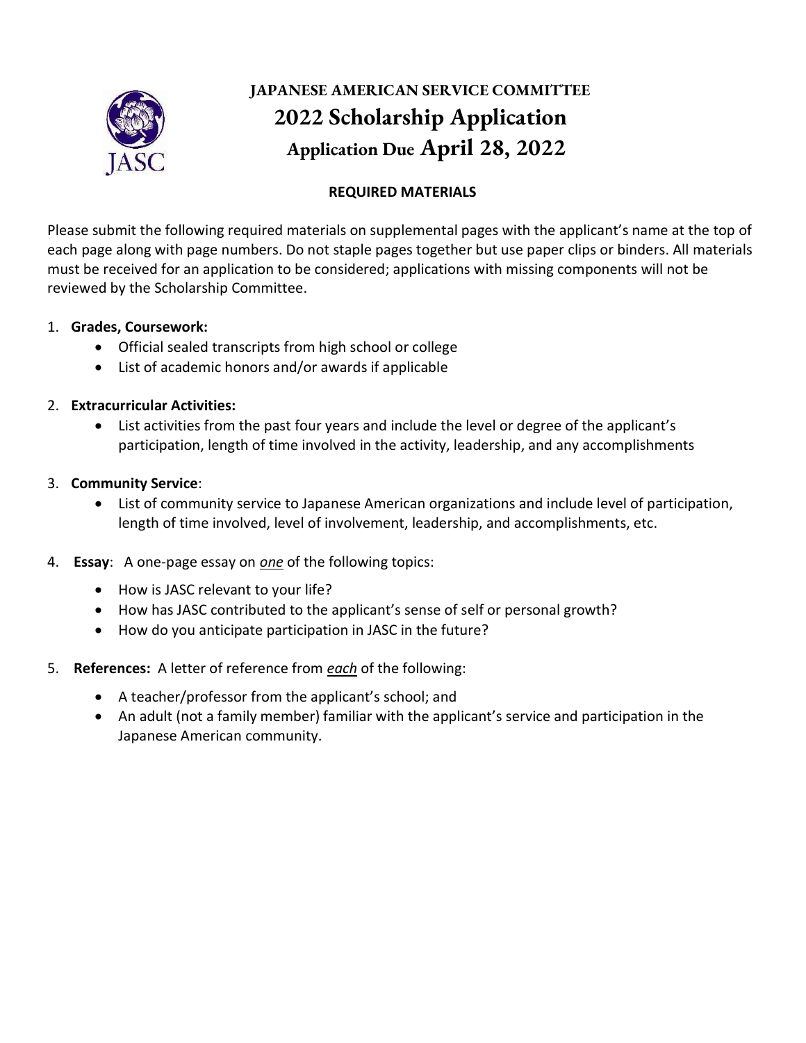# JAPANESE AMERICAN SERVICE COMMITTEE

## 2022 Scholarship Application

### Application Due April 28, 2022

**REQUIRED MATERIALS**

Please submit the following required materials on supplemental pages with the applicant's name at the top of each page along with page numbers. Do not staple pages together but use paper clips or binders. All materials must be received for an application to be considered; applications with missing components will not be reviewed by the Scholarship Committee.

1. **Grades, Coursework:**
   - Official sealed transcripts from high school or college
   - List of academic honors and/or awards if applicable

2. **Extracurricular Activities:**
   - List activities from the past four years and include the level or degree of the applicant's participation, length of time involved in the activity, leadership, and any accomplishments

3. **Community Service**:
   - List of community service to Japanese American organizations and include level of participation, length of time involved, level of involvement, leadership, and accomplishments, etc.

4. **Essay**: A one-page essay on *one* of the following topics:
   - How is JASC relevant to your life?
   - How has JASC contributed to the applicant's sense of self or personal growth?
   - How do you anticipate participation in JASC in the future?

5. **References:** A letter of reference from *each* of the following:
   - A teacher/professor from the applicant's school; and
   - An adult (not a family member) familiar with the applicant's service and participation in the Japanese American community.